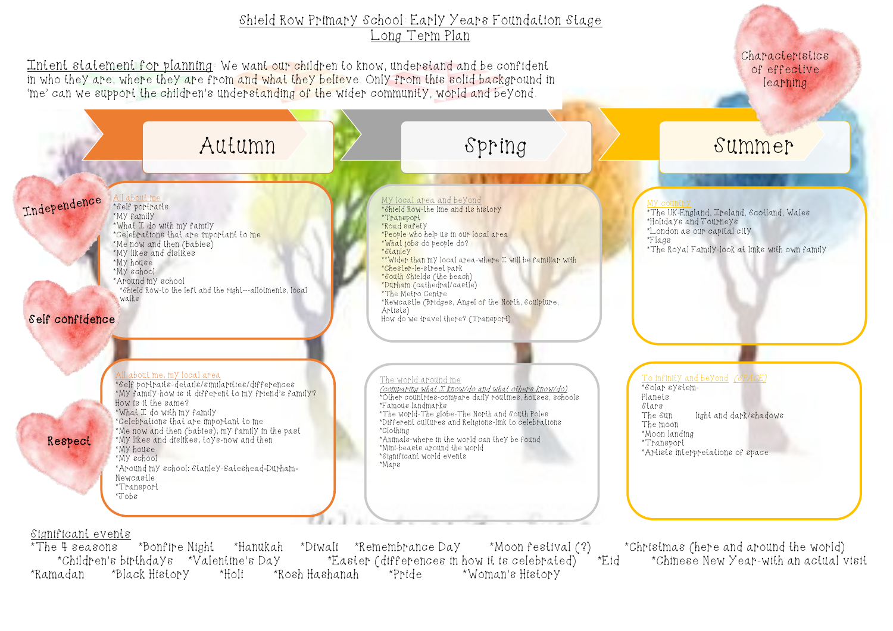# Shield Row Primary School: Early Years Foundation Stage
## Long Term Plan

Characteristics of effective learning

Intent statement for planning: We want our children to know, understand and be confident in who they are, where they are from and what they believe. Only from this solid background in 'me' can we support the children's understanding of the wider community, world and beyond.

Independence

Self confidence

Respect

## Autumn

All about me

*Self portraits
*My family
*What I do with my family
*Celebrations that are important to me
*Me now and then (babies)
*My likes and dislikes
*My house
*My school
*Around my school
 *Shield Row-to the left and the right---allotments, local walks

All about me, my local area

*Self portraits-details/similarities/differences
*My family-how is it different to my friend's family? How is it the same?
*What I do with my family
*Celebrations that are important to me
*Me now and then (babies), my family in the past
*My likes and dislikes, toys-now and then
*My house
*My school
*Around my school: Stanley-Gateshead-Durham-Newcastle
*Transport
*Jobs

## Spring

My local area and beyond

*Shield Row-the line and its history
*Transport
*Road safety
*People who help us in our local area
*What jobs do people do?
*Stanley
**Wider than my local area-where I will be familiar with
*Chester-le-street park
*South Shields (the beach)
*Durham (cathedral/castle)
*The Metro Centre
*Newcastle (Bridges, Angel of the North, Sculpture, Artists)
How do we travel there? (Transport)

The world around me

*(comparing what I know/do and what others know/do)*
*Other countries-compare daily routines, houses, schools
*Famous landmarks
*The world-The globe-The North and South Poles
*Different cultures and Religions-link to celebrations
*Clothing
*Animals-where in the world can they be found
*Mini-beasts around the world
*Significant world events
*Maps

## Summer

My country

*The UK-England, Ireland, Scotland, Wales
*Holidays and Journeys
*London as our capital city
*Flags
*The Royal Family-look at links with own family

To infinity and beyond (SPACE)

*Solar system-
Planets
Stars
The Sun light and dark/shadows
The moon
*Moon landing
*Transport
*Artists interpretations of space

## Significant events

*The 4 seasons *Bonfire Night *Hanukah *Diwali *Remembrance Day *Moon festival (?) *Christmas (here and around the world) *Children's birthdays *Valentine's Day *Easter (differences in how it is celebrated) *Eid *Chinese New Year-with an actual visit *Ramadan *Black History *Holi *Rosh Hashanah *Pride *Woman's History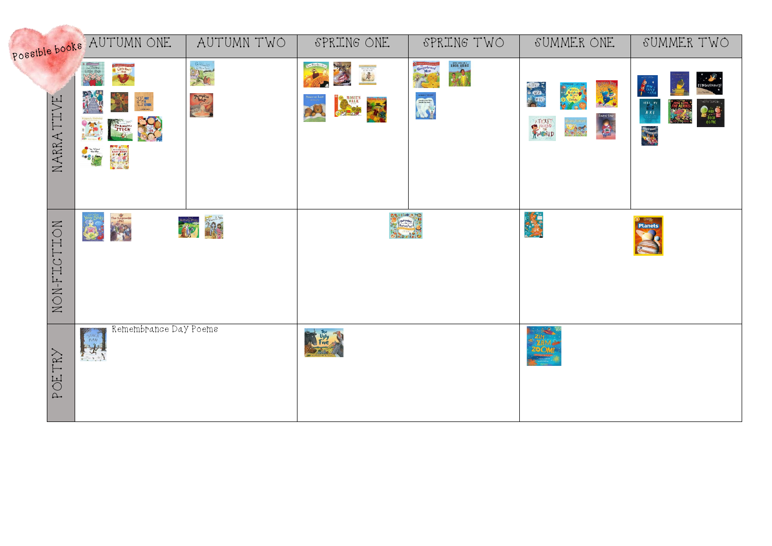Possible books

| | AUTUMN ONE | AUTUMN TWO | SPRING ONE | SPRING TWO | SUMMER ONE | SUMMER TWO |
|---|---|---|---|---|---|---|
| NARRATIVE | | | | | | |
| NON-FICTION | | | | | | |
| POETRY | Remembrance Day Poems | | | | | |